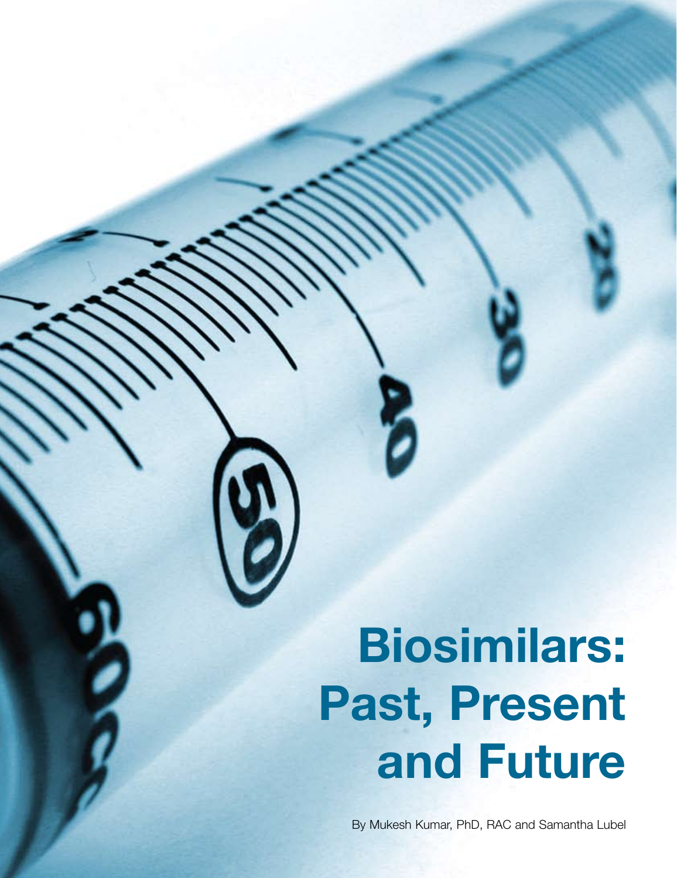# Biosimilars: Past, Present and Future

By Mukesh Kumar, PhD, RAC and Samantha Lubel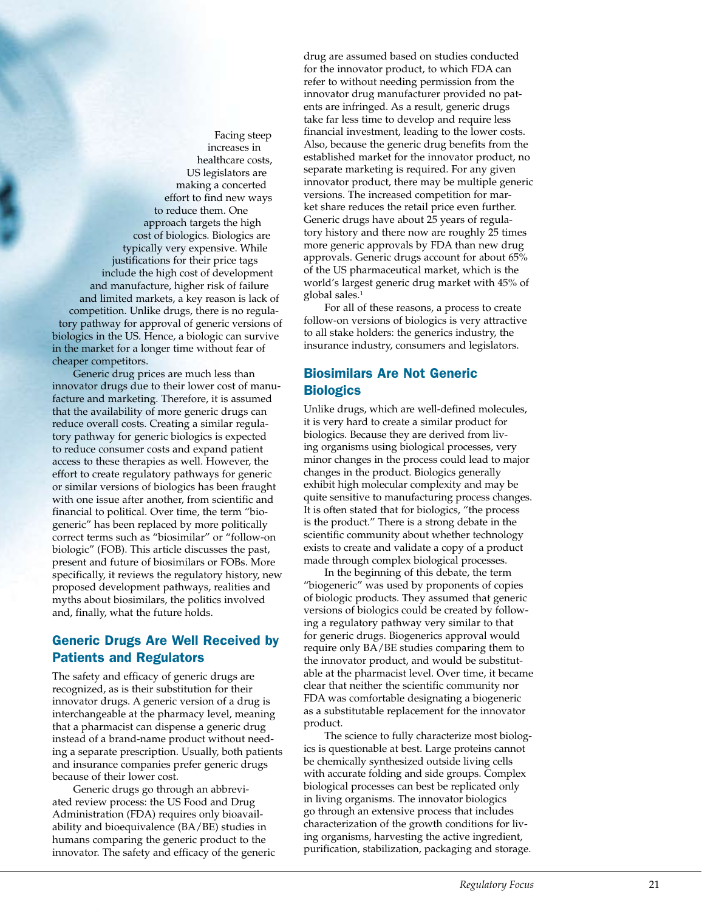Facing steep increases in healthcare costs, US legislators are making a concerted effort to find new ways to reduce them. One approach targets the high cost of biologics. Biologics are typically very expensive. While justifications for their price tags include the high cost of development and manufacture, higher risk of failure and limited markets, a key reason is lack of competition. Unlike drugs, there is no regulatory pathway for approval of generic versions of biologics in the US. Hence, a biologic can survive in the market for a longer time without fear of cheaper competitors.

Generic drug prices are much less than innovator drugs due to their lower cost of manufacture and marketing. Therefore, it is assumed that the availability of more generic drugs can reduce overall costs. Creating a similar regulatory pathway for generic biologics is expected to reduce consumer costs and expand patient access to these therapies as well. However, the effort to create regulatory pathways for generic or similar versions of biologics has been fraught with one issue after another, from scientific and financial to political. Over time, the term "biogeneric" has been replaced by more politically correct terms such as "biosimilar" or "follow-on biologic" (FOB). This article discusses the past, present and future of biosimilars or FOBs. More specifically, it reviews the regulatory history, new proposed development pathways, realities and myths about biosimilars, the politics involved and, finally, what the future holds.

## Generic Drugs Are Well Received by Patients and Regulators

The safety and efficacy of generic drugs are recognized, as is their substitution for their innovator drugs. A generic version of a drug is interchangeable at the pharmacy level, meaning that a pharmacist can dispense a generic drug instead of a brand-name product without needing a separate prescription. Usually, both patients and insurance companies prefer generic drugs because of their lower cost.

Generic drugs go through an abbreviated review process: the US Food and Drug Administration (FDA) requires only bioavailability and bioequivalence (BA/BE) studies in humans comparing the generic product to the innovator. The safety and efficacy of the generic drug are assumed based on studies conducted for the innovator product, to which FDA can refer to without needing permission from the innovator drug manufacturer provided no patents are infringed. As a result, generic drugs take far less time to develop and require less financial investment, leading to the lower costs. Also, because the generic drug benefits from the established market for the innovator product, no separate marketing is required. For any given innovator product, there may be multiple generic versions. The increased competition for market share reduces the retail price even further. Generic drugs have about 25 years of regulatory history and there now are roughly 25 times more generic approvals by FDA than new drug approvals. Generic drugs account for about 65% of the US pharmaceutical market, which is the world's largest generic drug market with 45% of global sales.[1]

For all of these reasons, a process to create follow-on versions of biologics is very attractive to all stake holders: the generics industry, the insurance industry, consumers and legislators.

## Biosimilars Are Not Generic Biologics

Unlike drugs, which are well-defined molecules, it is very hard to create a similar product for biologics. Because they are derived from living organisms using biological processes, very minor changes in the process could lead to major changes in the product. Biologics generally exhibit high molecular complexity and may be quite sensitive to manufacturing process changes. It is often stated that for biologics, "the process is the product." There is a strong debate in the scientific community about whether technology exists to create and validate a copy of a product made through complex biological processes.

In the beginning of this debate, the term "biogeneric" was used by proponents of copies of biologic products. They assumed that generic versions of biologics could be created by following a regulatory pathway very similar to that for generic drugs. Biogenerics approval would require only BA/BE studies comparing them to the innovator product, and would be substitutable at the pharmacist level. Over time, it became clear that neither the scientific community nor FDA was comfortable designating a biogeneric as a substitutable replacement for the innovator product.

The science to fully characterize most biologics is questionable at best. Large proteins cannot be chemically synthesized outside living cells with accurate folding and side groups. Complex biological processes can best be replicated only in living organisms. The innovator biologics go through an extensive process that includes characterization of the growth conditions for living organisms, harvesting the active ingredient, purification, stabilization, packaging and storage.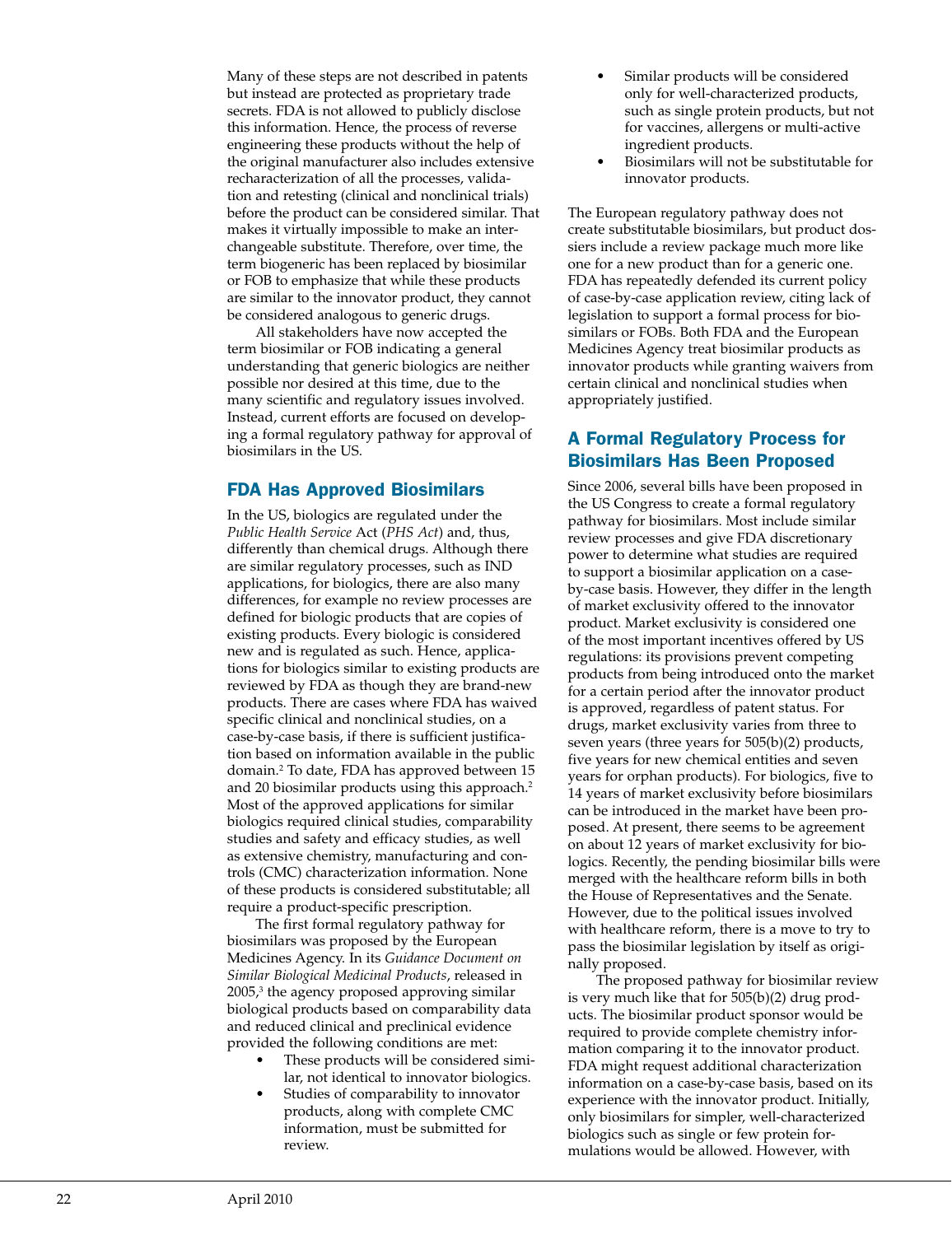Many of these steps are not described in patents but instead are protected as proprietary trade secrets. FDA is not allowed to publicly disclose this information. Hence, the process of reverse engineering these products without the help of the original manufacturer also includes extensive recharacterization of all the processes, validation and retesting (clinical and nonclinical trials) before the product can be considered similar. That makes it virtually impossible to make an interchangeable substitute. Therefore, over time, the term biogeneric has been replaced by biosimilar or FOB to emphasize that while these products are similar to the innovator product, they cannot be considered analogous to generic drugs.

All stakeholders have now accepted the term biosimilar or FOB indicating a general understanding that generic biologics are neither possible nor desired at this time, due to the many scientific and regulatory issues involved. Instead, current efforts are focused on developing a formal regulatory pathway for approval of biosimilars in the US.

## FDA Has Approved Biosimilars

In the US, biologics are regulated under the *Public Health Service* Act (*PHS Act*) and, thus, differently than chemical drugs. Although there are similar regulatory processes, such as IND applications, for biologics, there are also many differences, for example no review processes are defined for biologic products that are copies of existing products. Every biologic is considered new and is regulated as such. Hence, applications for biologics similar to existing products are reviewed by FDA as though they are brand-new products. There are cases where FDA has waived specific clinical and nonclinical studies, on a case-by-case basis, if there is sufficient justification based on information available in the public domain.[2] To date, FDA has approved between 15 and 20 biosimilar products using this approach.[2] Most of the approved applications for similar biologics required clinical studies, comparability studies and safety and efficacy studies, as well as extensive chemistry, manufacturing and controls (CMC) characterization information. None of these products is considered substitutable; all require a product-specific prescription.

The first formal regulatory pathway for biosimilars was proposed by the European Medicines Agency. In its *Guidance Document on Similar Biological Medicinal Products*, released in 2005,[3] the agency proposed approving similar biological products based on comparability data and reduced clinical and preclinical evidence provided the following conditions are met:

- These products will be considered similar, not identical to innovator biologics.
- Studies of comparability to innovator products, along with complete CMC information, must be submitted for review.
- Similar products will be considered only for well-characterized products, such as single protein products, but not for vaccines, allergens or multi-active ingredient products.
- Biosimilars will not be substitutable for innovator products.

The European regulatory pathway does not create substitutable biosimilars, but product dossiers include a review package much more like one for a new product than for a generic one. FDA has repeatedly defended its current policy of case-by-case application review, citing lack of legislation to support a formal process for biosimilars or FOBs. Both FDA and the European Medicines Agency treat biosimilar products as innovator products while granting waivers from certain clinical and nonclinical studies when appropriately justified.

## A Formal Regulatory Process for Biosimilars Has Been Proposed

Since 2006, several bills have been proposed in the US Congress to create a formal regulatory pathway for biosimilars. Most include similar review processes and give FDA discretionary power to determine what studies are required to support a biosimilar application on a case-by-case basis. However, they differ in the length of market exclusivity offered to the innovator product. Market exclusivity is considered one of the most important incentives offered by US regulations: its provisions prevent competing products from being introduced onto the market for a certain period after the innovator product is approved, regardless of patent status. For drugs, market exclusivity varies from three to seven years (three years for 505(b)(2) products, five years for new chemical entities and seven years for orphan products). For biologics, five to 14 years of market exclusivity before biosimilars can be introduced in the market have been proposed. At present, there seems to be agreement on about 12 years of market exclusivity for biologics. Recently, the pending biosimilar bills were merged with the healthcare reform bills in both the House of Representatives and the Senate. However, due to the political issues involved with healthcare reform, there is a move to try to pass the biosimilar legislation by itself as originally proposed.

The proposed pathway for biosimilar review is very much like that for 505(b)(2) drug products. The biosimilar product sponsor would be required to provide complete chemistry information comparing it to the innovator product. FDA might request additional characterization information on a case-by-case basis, based on its experience with the innovator product. Initially, only biosimilars for simpler, well-characterized biologics such as single or few protein formulations would be allowed. However, with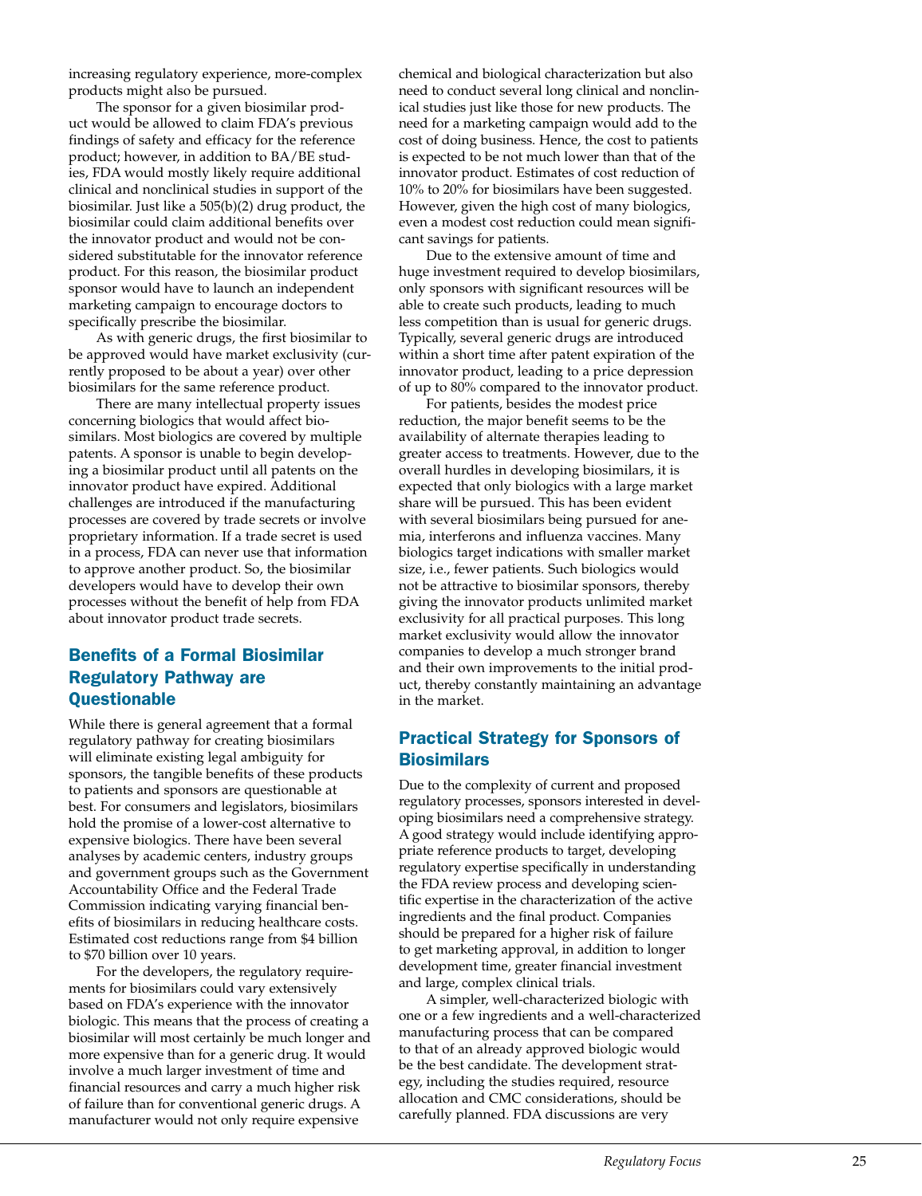increasing regulatory experience, more-complex products might also be pursued.

The sponsor for a given biosimilar product would be allowed to claim FDA's previous findings of safety and efficacy for the reference product; however, in addition to BA/BE studies, FDA would mostly likely require additional clinical and nonclinical studies in support of the biosimilar. Just like a 505(b)(2) drug product, the biosimilar could claim additional benefits over the innovator product and would not be considered substitutable for the innovator reference product. For this reason, the biosimilar product sponsor would have to launch an independent marketing campaign to encourage doctors to specifically prescribe the biosimilar.

As with generic drugs, the first biosimilar to be approved would have market exclusivity (currently proposed to be about a year) over other biosimilars for the same reference product.

There are many intellectual property issues concerning biologics that would affect biosimilars. Most biologics are covered by multiple patents. A sponsor is unable to begin developing a biosimilar product until all patents on the innovator product have expired. Additional challenges are introduced if the manufacturing processes are covered by trade secrets or involve proprietary information. If a trade secret is used in a process, FDA can never use that information to approve another product. So, the biosimilar developers would have to develop their own processes without the benefit of help from FDA about innovator product trade secrets.

## Benefits of a Formal Biosimilar Regulatory Pathway are Questionable

While there is general agreement that a formal regulatory pathway for creating biosimilars will eliminate existing legal ambiguity for sponsors, the tangible benefits of these products to patients and sponsors are questionable at best. For consumers and legislators, biosimilars hold the promise of a lower-cost alternative to expensive biologics. There have been several analyses by academic centers, industry groups and government groups such as the Government Accountability Office and the Federal Trade Commission indicating varying financial benefits of biosimilars in reducing healthcare costs. Estimated cost reductions range from $4 billion to $70 billion over 10 years.

For the developers, the regulatory requirements for biosimilars could vary extensively based on FDA's experience with the innovator biologic. This means that the process of creating a biosimilar will most certainly be much longer and more expensive than for a generic drug. It would involve a much larger investment of time and financial resources and carry a much higher risk of failure than for conventional generic drugs. A manufacturer would not only require expensive chemical and biological characterization but also need to conduct several long clinical and nonclinical studies just like those for new products. The need for a marketing campaign would add to the cost of doing business. Hence, the cost to patients is expected to be not much lower than that of the innovator product. Estimates of cost reduction of 10% to 20% for biosimilars have been suggested. However, given the high cost of many biologics, even a modest cost reduction could mean significant savings for patients.

Due to the extensive amount of time and huge investment required to develop biosimilars, only sponsors with significant resources will be able to create such products, leading to much less competition than is usual for generic drugs. Typically, several generic drugs are introduced within a short time after patent expiration of the innovator product, leading to a price depression of up to 80% compared to the innovator product.

For patients, besides the modest price reduction, the major benefit seems to be the availability of alternate therapies leading to greater access to treatments. However, due to the overall hurdles in developing biosimilars, it is expected that only biologics with a large market share will be pursued. This has been evident with several biosimilars being pursued for anemia, interferons and influenza vaccines. Many biologics target indications with smaller market size, i.e., fewer patients. Such biologics would not be attractive to biosimilar sponsors, thereby giving the innovator products unlimited market exclusivity for all practical purposes. This long market exclusivity would allow the innovator companies to develop a much stronger brand and their own improvements to the initial product, thereby constantly maintaining an advantage in the market.

## Practical Strategy for Sponsors of Biosimilars

Due to the complexity of current and proposed regulatory processes, sponsors interested in developing biosimilars need a comprehensive strategy. A good strategy would include identifying appropriate reference products to target, developing regulatory expertise specifically in understanding the FDA review process and developing scientific expertise in the characterization of the active ingredients and the final product. Companies should be prepared for a higher risk of failure to get marketing approval, in addition to longer development time, greater financial investment and large, complex clinical trials.

A simpler, well-characterized biologic with one or a few ingredients and a well-characterized manufacturing process that can be compared to that of an already approved biologic would be the best candidate. The development strategy, including the studies required, resource allocation and CMC considerations, should be carefully planned. FDA discussions are very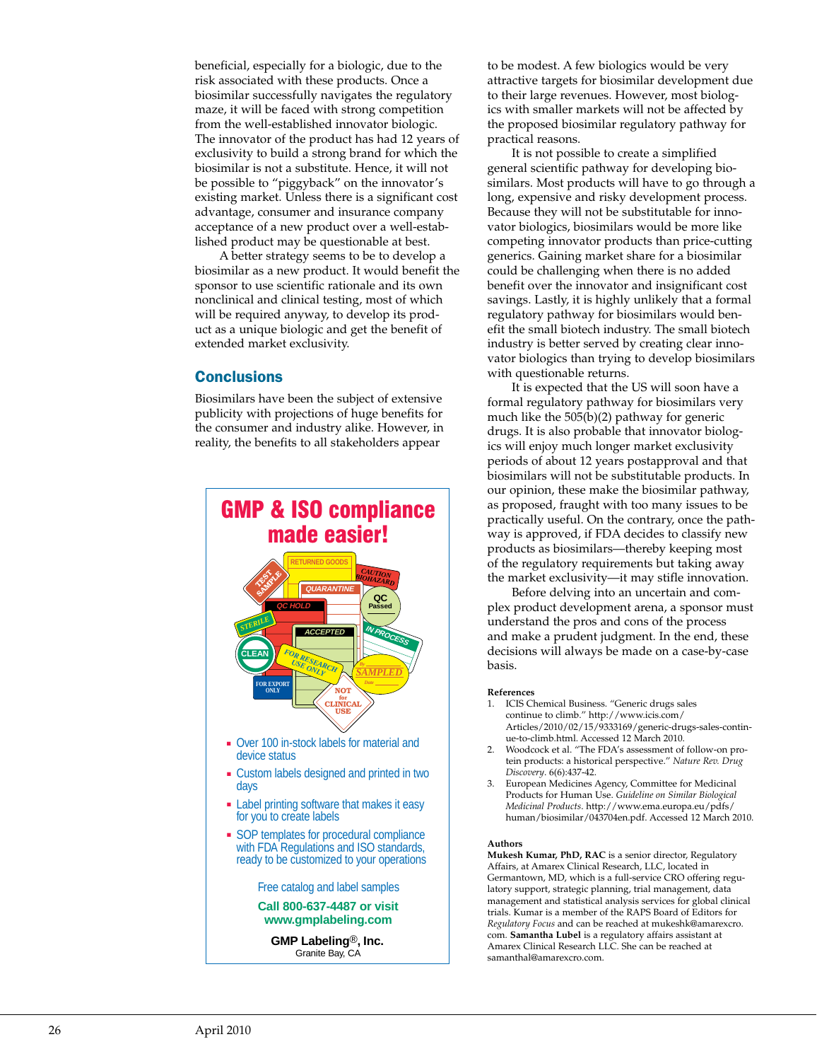beneficial, especially for a biologic, due to the risk associated with these products. Once a biosimilar successfully navigates the regulatory maze, it will be faced with strong competition from the well-established innovator biologic. The innovator of the product has had 12 years of exclusivity to build a strong brand for which the biosimilar is not a substitute. Hence, it will not be possible to "piggyback" on the innovator's existing market. Unless there is a significant cost advantage, consumer and insurance company acceptance of a new product over a well-established product may be questionable at best.

A better strategy seems to be to develop a biosimilar as a new product. It would benefit the sponsor to use scientific rationale and its own nonclinical and clinical testing, most of which will be required anyway, to develop its product as a unique biologic and get the benefit of extended market exclusivity.

## Conclusions

Biosimilars have been the subject of extensive publicity with projections of huge benefits for the consumer and industry alike. However, in reality, the benefits to all stakeholders appear to be modest. A few biologics would be very attractive targets for biosimilar development due to their large revenues. However, most biologics with smaller markets will not be affected by the proposed biosimilar regulatory pathway for practical reasons.

It is not possible to create a simplified general scientific pathway for developing biosimilars. Most products will have to go through a long, expensive and risky development process. Because they will not be substitutable for innovator biologics, biosimilars would be more like competing innovator products than price-cutting generics. Gaining market share for a biosimilar could be challenging when there is no added benefit over the innovator and insignificant cost savings. Lastly, it is highly unlikely that a formal regulatory pathway for biosimilars would benefit the small biotech industry. The small biotech industry is better served by creating clear innovator biologics than trying to develop biosimilars with questionable returns.

It is expected that the US will soon have a formal regulatory pathway for biosimilars very much like the 505(b)(2) pathway for generic drugs. It is also probable that innovator biologics will enjoy much longer market exclusivity periods of about 12 years postapproval and that biosimilars will not be substitutable products. In our opinion, these make the biosimilar pathway, as proposed, fraught with too many issues to be practically useful. On the contrary, once the pathway is approved, if FDA decides to classify new products as biosimilars—thereby keeping most of the regulatory requirements but taking away the market exclusivity—it may stifle innovation.

Before delving into an uncertain and complex product development arena, a sponsor must understand the pros and cons of the process and make a prudent judgment. In the end, these decisions will always be made on a case-by-case basis.

**GMP & ISO compliance made easier!**

- Over 100 in-stock labels for material and device status
- Custom labels designed and printed in two days
- Label printing software that makes it easy for you to create labels
- SOP templates for procedural compliance with FDA Regulations and ISO standards, ready to be customized to your operations

Free catalog and label samples

Call 800-637-4487 or visit www.gmplabeling.com

**GMP Labeling®, Inc.**
Granite Bay, CA

### References

1. ICIS Chemical Business. "Generic drugs sales continue to climb." http://www.icis.com/Articles/2010/02/15/9333169/generic-drugs-sales-continue-to-climb.html. Accessed 12 March 2010.
2. Woodcock et al. "The FDA's assessment of follow-on protein products: a historical perspective." *Nature Rev. Drug Discovery*. 6(6):437-42.
3. European Medicines Agency, Committee for Medicinal Products for Human Use. *Guideline on Similar Biological Medicinal Products*. http://www.ema.europa.eu/pdfs/human/biosimilar/043704en.pdf. Accessed 12 March 2010.

### Authors

**Mukesh Kumar, PhD, RAC** is a senior director, Regulatory Affairs, at Amarex Clinical Research, LLC, located in Germantown, MD, which is a full-service CRO offering regulatory support, strategic planning, trial management, data management and statistical analysis services for global clinical trials. Kumar is a member of the RAPS Board of Editors for *Regulatory Focus* and can be reached at mukeshk@amarexcro.com. **Samantha Lubel** is a regulatory affairs assistant at Amarex Clinical Research LLC. She can be reached at samanthal@amarexcro.com.